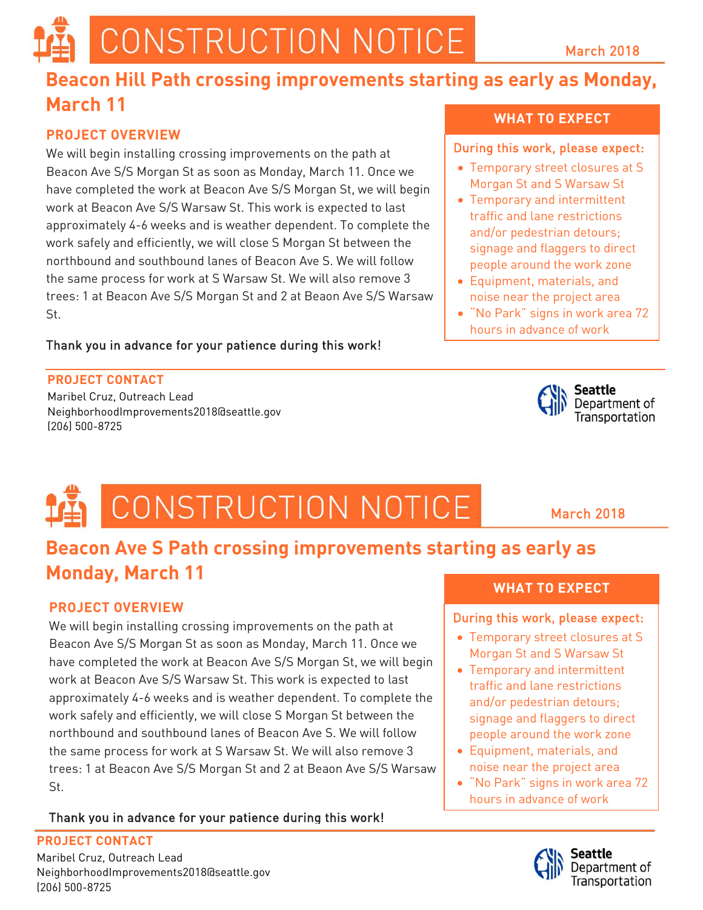# CONSTRUCTION NOTICE

March 2018

## Beacon Hill Path crossing improvements starting as early as Monday, March 11

### PROJECT OVERVIEW

We will begin installing crossing improvements on the path at Beacon Ave S/S Morgan St as soon as Monday, March 11. Once we have completed the work at Beacon Ave S/S Morgan St, we will begin work at Beacon Ave S/S Warsaw St. This work is expected to last approximately 4-6 weeks and is weather dependent. To complete the work safely and efficiently, we will close S Morgan St between the northbound and southbound lanes of Beacon Ave S. We will follow the same process for work at S Warsaw St. We will also remove 3 trees: 1 at Beacon Ave S/S Morgan St and 2 at Beaon Ave S/S Warsaw St.

Thank you in advance for your patience during this work!

### WHAT TO EXPECT

During this work, please expect:

- Temporary street closures at S Morgan St and S Warsaw St
- Temporary and intermittent traffic and lane restrictions and/or pedestrian detours; signage and flaggers to direct people around the work zone
- Equipment, materials, and noise near the project area
- "No Park" signs in work area 72 hours in advance of work

### PROJECT CONTACT

Maribel Cruz, Outreach Lead
NeighborhoodImprovements2018@seattle.gov
(206) 500-8725

Seattle Department of Transportation

# CONSTRUCTION NOTICE

March 2018

## Beacon Ave S Path crossing improvements starting as early as Monday, March 11

### PROJECT OVERVIEW

We will begin installing crossing improvements on the path at Beacon Ave S/S Morgan St as soon as Monday, March 11. Once we have completed the work at Beacon Ave S/S Morgan St, we will begin work at Beacon Ave S/S Warsaw St. This work is expected to last approximately 4-6 weeks and is weather dependent. To complete the work safely and efficiently, we will close S Morgan St between the northbound and southbound lanes of Beacon Ave S. We will follow the same process for work at S Warsaw St. We will also remove 3 trees: 1 at Beacon Ave S/S Morgan St and 2 at Beaon Ave S/S Warsaw St.

Thank you in advance for your patience during this work!

### WHAT TO EXPECT

During this work, please expect:

- Temporary street closures at S Morgan St and S Warsaw St
- Temporary and intermittent traffic and lane restrictions and/or pedestrian detours; signage and flaggers to direct people around the work zone
- Equipment, materials, and noise near the project area
- "No Park" signs in work area 72 hours in advance of work

### PROJECT CONTACT

Maribel Cruz, Outreach Lead
NeighborhoodImprovements2018@seattle.gov
(206) 500-8725

Seattle Department of Transportation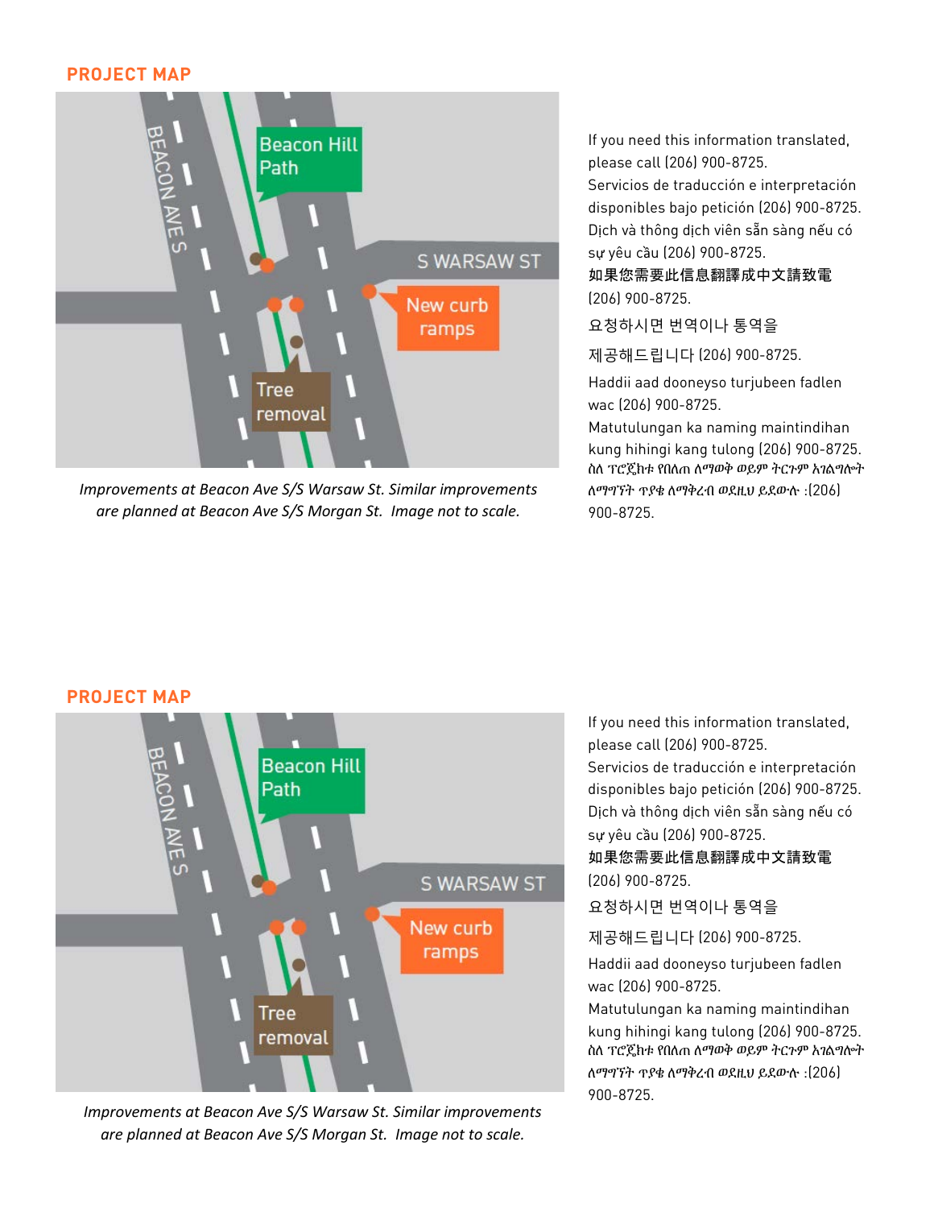## PROJECT MAP

BEACON AVE S

Beacon Hill Path

S WARSAW ST

New curb ramps

Tree removal

*Improvements at Beacon Ave S/S Warsaw St. Similar improvements are planned at Beacon Ave S/S Morgan St. Image not to scale.*

If you need this information translated, please call (206) 900-8725.
Servicios de traducción e interpretación disponibles bajo petición (206) 900-8725.
Dịch và thông dịch viên sẵn sàng nếu có sự yêu cầu (206) 900-8725.
如果您需要此信息翻譯成中文請致電 (206) 900-8725.
요청하시면 번역이나 통역을 제공해드립니다 (206) 900-8725.
Haddii aad dooneyso turjubeen fadlen wac (206) 900-8725.
Matutulungan ka naming maintindihan kung hihingi kang tulong (206) 900-8725.
ስለ ፕሮጀክቱ የበለጠ ለማወቅ ወይም ትርጉም አገልግሎት ለማግኘት ጥያቄ ለማቅረብ ወደዚህ ይደውሉ :(206) 900-8725.

## PROJECT MAP

BEACON AVE S

Beacon Hill Path

S WARSAW ST

New curb ramps

Tree removal

*Improvements at Beacon Ave S/S Warsaw St. Similar improvements are planned at Beacon Ave S/S Morgan St. Image not to scale.*

If you need this information translated, please call (206) 900-8725.
Servicios de traducción e interpretación disponibles bajo petición (206) 900-8725.
Dịch và thông dịch viên sẵn sàng nếu có sự yêu cầu (206) 900-8725.
如果您需要此信息翻譯成中文請致電 (206) 900-8725.
요청하시면 번역이나 통역을 제공해드립니다 (206) 900-8725.
Haddii aad dooneyso turjubeen fadlen wac (206) 900-8725.
Matutulungan ka naming maintindihan kung hihingi kang tulong (206) 900-8725.
ስለ ፕሮጀክቱ የበለጠ ለማወቅ ወይም ትርጉም አገልግሎት ለማግኘት ጥያቄ ለማቅረብ ወደዚህ ይደውሉ :(206) 900-8725.